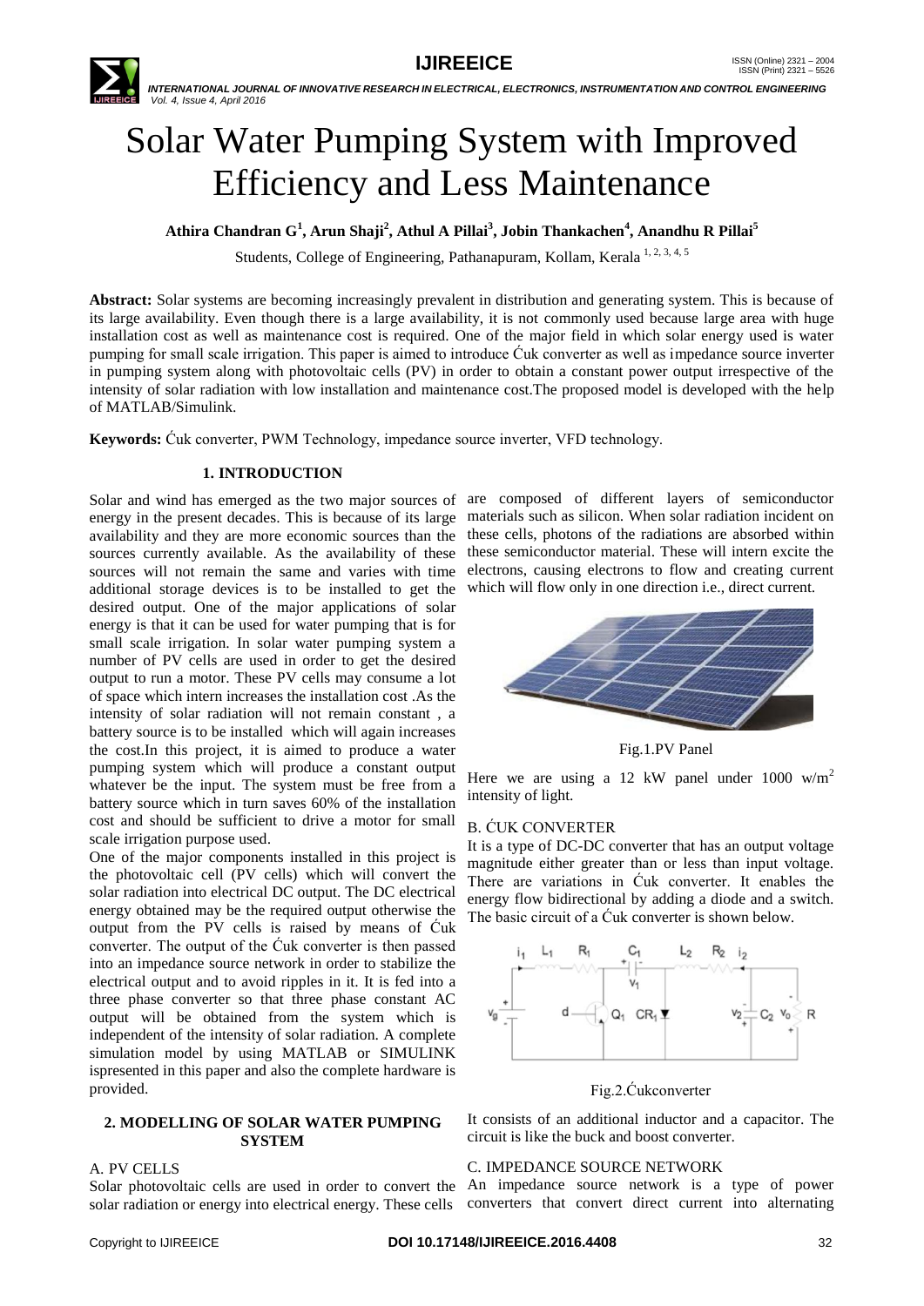# Solar Water Pumping System with Improved Efficiency and Less Maintenance

**Athira Chandran G[1], Arun Shaji[2], Athul A Pillai[3], Jobin Thankachen[4], Anandhu R Pillai[5]**

Students, College of Engineering, Pathanapuram, Kollam, Kerala [1, 2, 3, 4, 5]

**Abstract:** Solar systems are becoming increasingly prevalent in distribution and generating system. This is because of its large availability. Even though there is a large availability, it is not commonly used because large area with huge installation cost as well as maintenance cost is required. One of the major field in which solar energy used is water pumping for small scale irrigation. This paper is aimed to introduce Ćuk converter as well as impedance source inverter in pumping system along with photovoltaic cells (PV) in order to obtain a constant power output irrespective of the intensity of solar radiation with low installation and maintenance cost.The proposed model is developed with the help of MATLAB/Simulink.

**Keywords:** Ćuk converter, PWM Technology, impedance source inverter, VFD technology.

## 1. INTRODUCTION

Solar and wind has emerged as the two major sources of energy in the present decades. This is because of its large availability and they are more economic sources than the sources currently available. As the availability of these sources will not remain the same and varies with time additional storage devices is to be installed to get the desired output. One of the major applications of solar energy is that it can be used for water pumping that is for small scale irrigation. In solar water pumping system a number of PV cells are used in order to get the desired output to run a motor. These PV cells may consume a lot of space which intern increases the installation cost .As the intensity of solar radiation will not remain constant , a battery source is to be installed which will again increases the cost.In this project, it is aimed to produce a water pumping system which will produce a constant output whatever be the input. The system must be free from a battery source which in turn saves 60% of the installation cost and should be sufficient to drive a motor for small scale irrigation purpose used.

One of the major components installed in this project is the photovoltaic cell (PV cells) which will convert the solar radiation into electrical DC output. The DC electrical energy obtained may be the required output otherwise the output from the PV cells is raised by means of Ćuk converter. The output of the Ćuk converter is then passed into an impedance source network in order to stabilize the electrical output and to avoid ripples in it. It is fed into a three phase converter so that three phase constant AC output will be obtained from the system which is independent of the intensity of solar radiation. A complete simulation model by using MATLAB or SIMULINK ispresented in this paper and also the complete hardware is provided.

## 2. MODELLING OF SOLAR WATER PUMPING SYSTEM

### A. PV CELLS

Solar photovoltaic cells are used in order to convert the solar radiation or energy into electrical energy. These cells are composed of different layers of semiconductor materials such as silicon. When solar radiation incident on these cells, photons of the radiations are absorbed within these semiconductor material. These will intern excite the electrons, causing electrons to flow and creating current which will flow only in one direction i.e., direct current.

Fig.1.PV Panel

Here we are using a 12 kW panel under 1000 $w/m^2$ intensity of light.

### B. ĆUK CONVERTER

It is a type of DC-DC converter that has an output voltage magnitude either greater than or less than input voltage. There are variations in Ćuk converter. It enables the energy flow bidirectional by adding a diode and a switch. The basic circuit of a Ćuk converter is shown below.

Fig.2.Ćukconverter

It consists of an additional inductor and a capacitor. The circuit is like the buck and boost converter.

### C. IMPEDANCE SOURCE NETWORK

An impedance source network is a type of power converters that convert direct current into alternating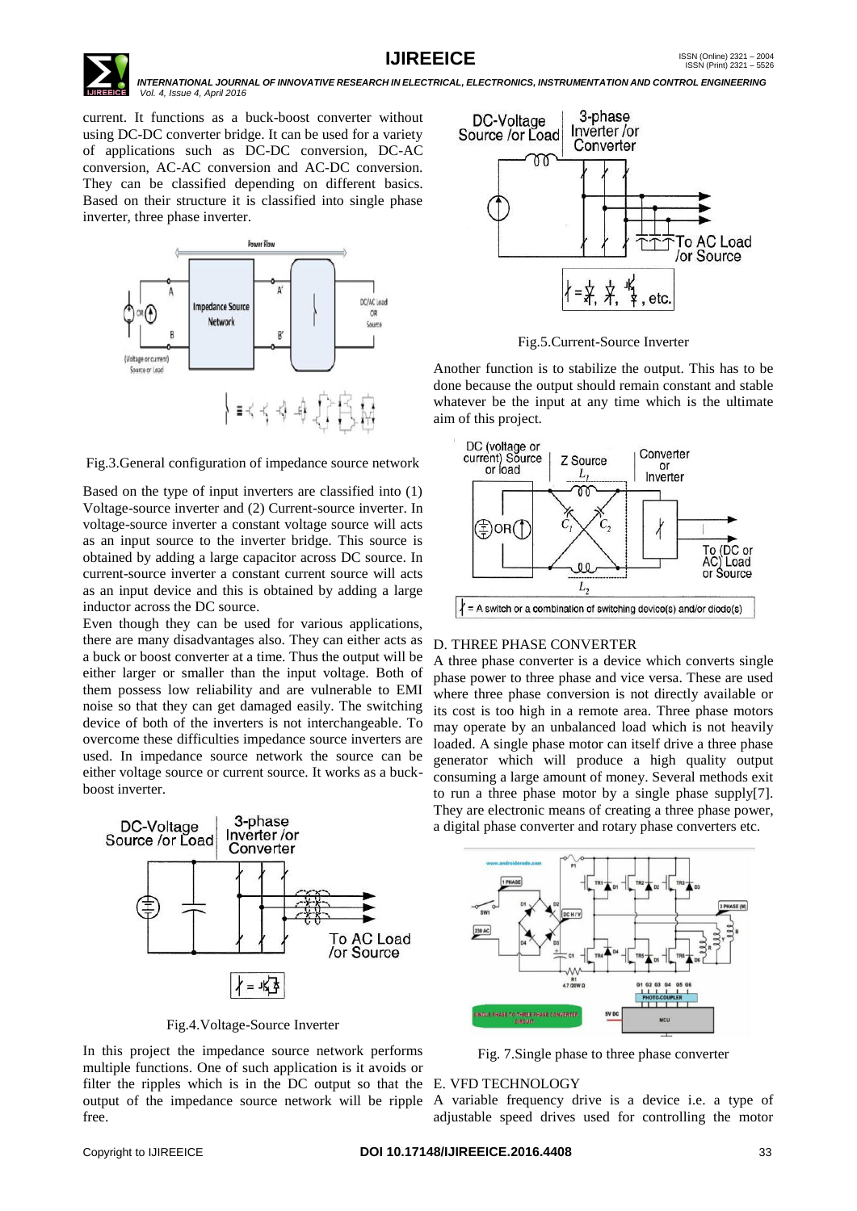current. It functions as a buck-boost converter without using DC-DC converter bridge. It can be used for a variety of applications such as DC-DC conversion, DC-AC conversion, AC-AC conversion and AC-DC conversion. They can be classified depending on different basics. Based on their structure it is classified into single phase inverter, three phase inverter.

Fig.3.General configuration of impedance source network

Based on the type of input inverters are classified into (1) Voltage-source inverter and (2) Current-source inverter. In voltage-source inverter a constant voltage source will acts as an input source to the inverter bridge. This source is obtained by adding a large capacitor across DC source. In current-source inverter a constant current source will acts as an input device and this is obtained by adding a large inductor across the DC source.

Even though they can be used for various applications, there are many disadvantages also. They can either acts as a buck or boost converter at a time. Thus the output will be either larger or smaller than the input voltage. Both of them possess low reliability and are vulnerable to EMI noise so that they can get damaged easily. The switching device of both of the inverters is not interchangeable. To overcome these difficulties impedance source inverters are used. In impedance source network the source can be either voltage source or current source. It works as a buck-boost inverter.

Fig.4.Voltage-Source Inverter

In this project the impedance source network performs multiple functions. One of such application is it avoids or filter the ripples which is in the DC output so that the output of the impedance source network will be ripple free.

Fig.5.Current-Source Inverter

Another function is to stabilize the output. This has to be done because the output should remain constant and stable whatever be the input at any time which is the ultimate aim of this project.

## D. THREE PHASE CONVERTER

A three phase converter is a device which converts single phase power to three phase and vice versa. These are used where three phase conversion is not directly available or its cost is too high in a remote area. Three phase motors may operate by an unbalanced load which is not heavily loaded. A single phase motor can itself drive a three phase generator which will produce a high quality output consuming a large amount of money. Several methods exit to run a three phase motor by a single phase supply[7]. They are electronic means of creating a three phase power, a digital phase converter and rotary phase converters etc.

Fig. 7.Single phase to three phase converter

## E. VFD TECHNOLOGY

A variable frequency drive is a device i.e. a type of adjustable speed drives used for controlling the motor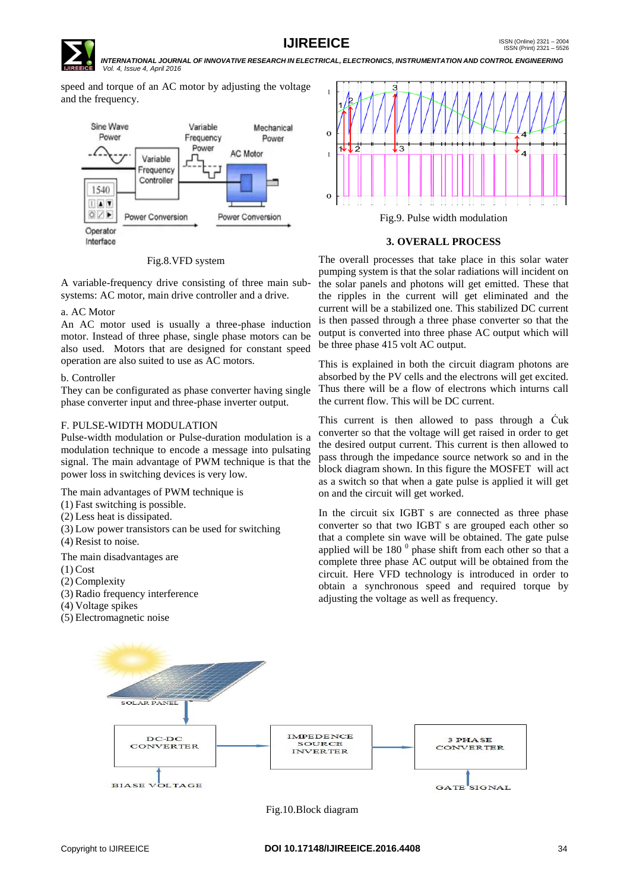speed and torque of an AC motor by adjusting the voltage and the frequency.

Fig.8.VFD system

A variable-frequency drive consisting of three main sub-systems: AC motor, main drive controller and a drive.

a. AC Motor

An AC motor used is usually a three-phase induction motor. Instead of three phase, single phase motors can be also used. Motors that are designed for constant speed operation are also suited to use as AC motors.

b. Controller

They can be configurated as phase converter having single phase converter input and three-phase inverter output.

F. PULSE-WIDTH MODULATION

Pulse-width modulation or Pulse-duration modulation is a modulation technique to encode a message into pulsating signal. The main advantage of PWM technique is that the power loss in switching devices is very low.

The main advantages of PWM technique is

(1) Fast switching is possible.
(2) Less heat is dissipated.
(3) Low power transistors can be used for switching
(4) Resist to noise.

The main disadvantages are

(1) Cost
(2) Complexity
(3) Radio frequency interference
(4) Voltage spikes
(5) Electromagnetic noise

Fig.9. Pulse width modulation

## 3. OVERALL PROCESS

The overall processes that take place in this solar water pumping system is that the solar radiations will incident on the solar panels and photons will get emitted. These that the ripples in the current will get eliminated and the current will be a stabilized one. This stabilized DC current is then passed through a three phase converter so that the output is converted into three phase AC output which will be three phase 415 volt AC output.

This is explained in both the circuit diagram photons are absorbed by the PV cells and the electrons will get excited. Thus there will be a flow of electrons which inturns call the current flow. This will be DC current.

This current is then allowed to pass through a Ćuk converter so that the voltage will get raised in order to get the desired output current. This current is then allowed to pass through the impedance source network so and in the block diagram shown. In this figure the MOSFET will act as a switch so that when a gate pulse is applied it will get on and the circuit will get worked.

In the circuit six IGBT s are connected as three phase converter so that two IGBT s are grouped each other so that a complete sin wave will be obtained. The gate pulse applied will be 180 $^{0}$ phase shift from each other so that a complete three phase AC output will be obtained from the circuit. Here VFD technology is introduced in order to obtain a synchronous speed and required torque by adjusting the voltage as well as frequency.

Fig.10.Block diagram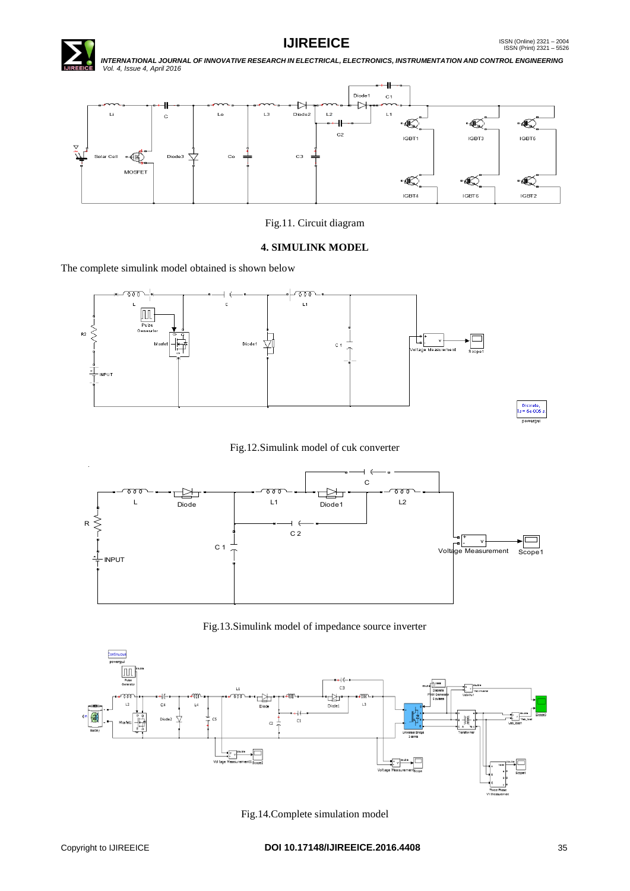Fig.11. Circuit diagram

## 4. SIMULINK MODEL

The complete simulink model obtained is shown below

Fig.12.Simulink model of cuk converter

Fig.13.Simulink model of impedance source inverter

Fig.14.Complete simulation model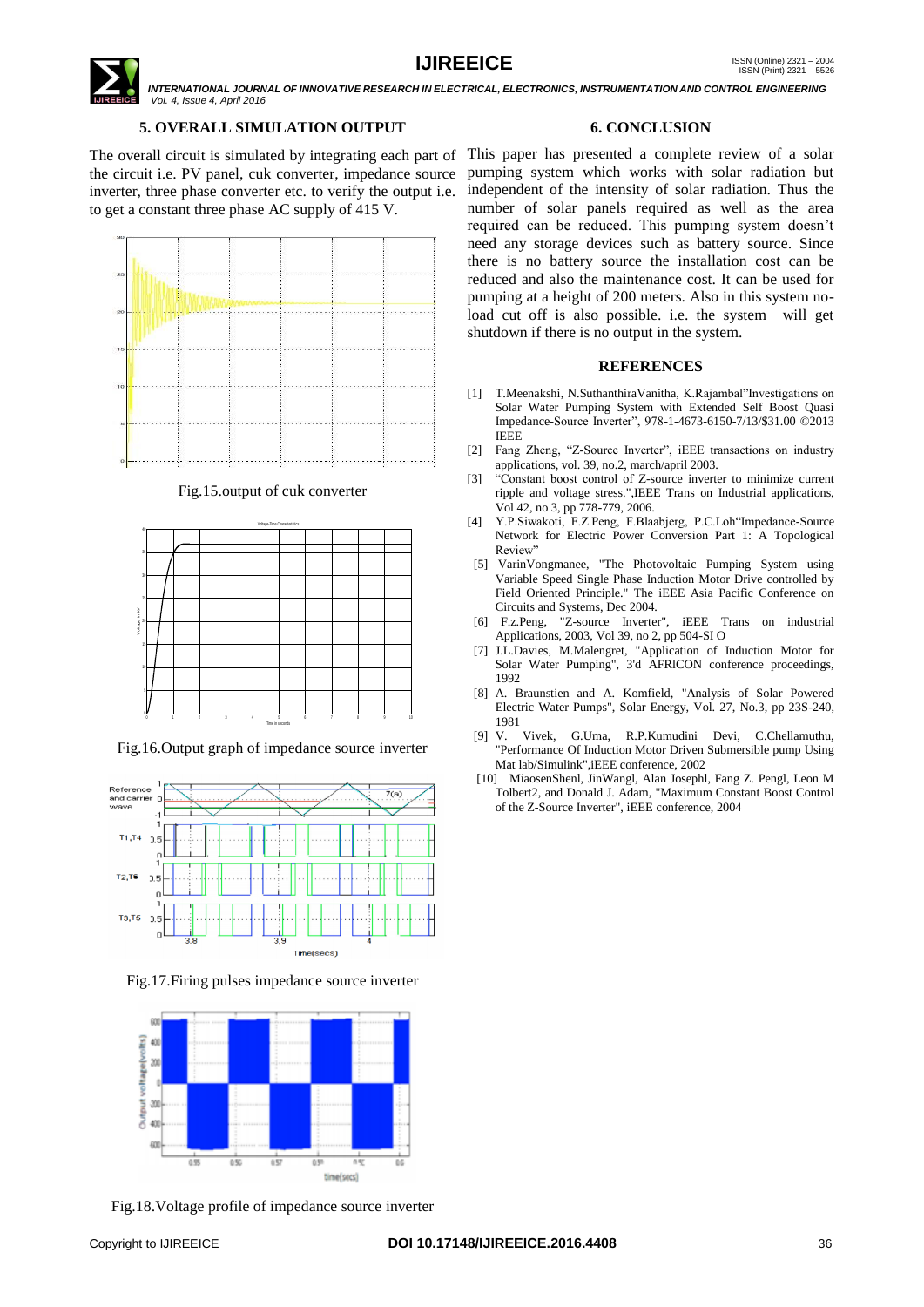## 5. OVERALL SIMULATION OUTPUT

The overall circuit is simulated by integrating each part of the circuit i.e. PV panel, cuk converter, impedance source inverter, three phase converter etc. to verify the output i.e. to get a constant three phase AC supply of 415 V.

Fig.15.output of cuk converter

Fig.16.Output graph of impedance source inverter

Fig.17.Firing pulses impedance source inverter

Fig.18.Voltage profile of impedance source inverter

## 6. CONCLUSION

This paper has presented a complete review of a solar pumping system which works with solar radiation but independent of the intensity of solar radiation. Thus the number of solar panels required as well as the area required can be reduced. This pumping system doesn't need any storage devices such as battery source. Since there is no battery source the installation cost can be reduced and also the maintenance cost. It can be used for pumping at a height of 200 meters. Also in this system no-load cut off is also possible. i.e. the system will get shutdown if there is no output in the system.

## REFERENCES

[1] T.Meenakshi, N.SuthanthiraVanitha, K.Rajambal"Investigations on Solar Water Pumping System with Extended Self Boost Quasi Impedance-Source Inverter", 978-1-4673-6150-7/13/$31.00 ©2013 IEEE

[2] Fang Zheng, "Z-Source Inverter", iEEE transactions on industry applications, vol. 39, no.2, march/april 2003.

[3] "Constant boost control of Z-source inverter to minimize current ripple and voltage stress.",IEEE Trans on Industrial applications, Vol 42, no 3, pp 778-779, 2006.

[4] Y.P.Siwakoti, F.Z.Peng, F.Blaabjerg, P.C.Loh"Impedance-Source Network for Electric Power Conversion Part 1: A Topological Review"

[5] VarinVongmanee, "The Photovoltaic Pumping System using Variable Speed Single Phase Induction Motor Drive controlled by Field Oriented Principle." The iEEE Asia Pacific Conference on Circuits and Systems, Dec 2004.

[6] F.z.Peng, "Z-source Inverter", iEEE Trans on industrial Applications, 2003, Vol 39, no 2, pp 504-SI O

[7] J.L.Davies, M.Malengret, "Application of Induction Motor for Solar Water Pumping", 3'd AFRICON conference proceedings, 1992

[8] A. Braunstien and A. Komfield, "Analysis of Solar Powered Electric Water Pumps", Solar Energy, Vol. 27, No.3, pp 23S-240, 1981

[9] V. Vivek, G.Uma, R.P.Kumudini Devi, C.Chellamuthu, "Performance Of Induction Motor Driven Submersible pump Using Mat lab/Simulink",iEEE conference, 2002

[10] MiaosenShenl, JinWangl, Alan Josephl, Fang Z. Pengl, Leon M Tolbert2, and Donald J. Adam, "Maximum Constant Boost Control of the Z-Source Inverter", iEEE conference, 2004